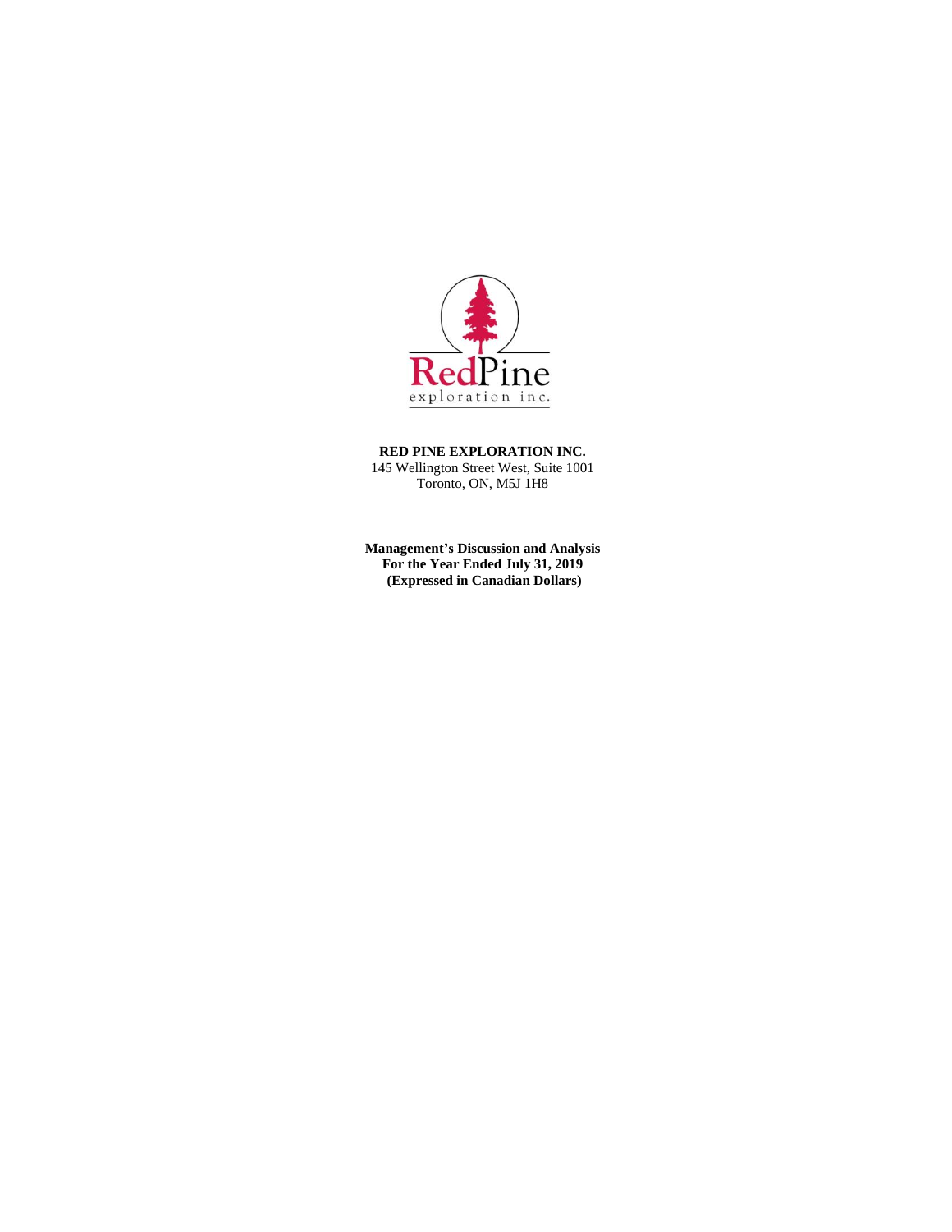RedPine
exploration inc.

**RED PINE EXPLORATION INC.**
145 Wellington Street West, Suite 1001
Toronto, ON, M5J 1H8

**Management's Discussion and Analysis**
**For the Year Ended July 31, 2019**
**(Expressed in Canadian Dollars)**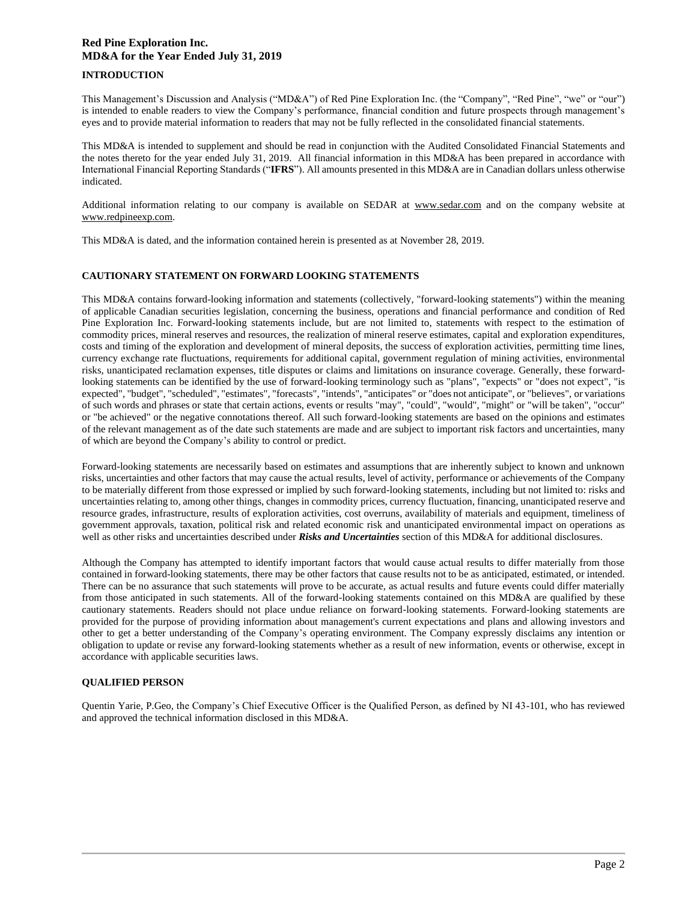## INTRODUCTION

This Management's Discussion and Analysis ("MD&A") of Red Pine Exploration Inc. (the "Company", "Red Pine", "we" or "our") is intended to enable readers to view the Company's performance, financial condition and future prospects through management's eyes and to provide material information to readers that may not be fully reflected in the consolidated financial statements.

This MD&A is intended to supplement and should be read in conjunction with the Audited Consolidated Financial Statements and the notes thereto for the year ended July 31, 2019. All financial information in this MD&A has been prepared in accordance with International Financial Reporting Standards ("**IFRS**"). All amounts presented in this MD&A are in Canadian dollars unless otherwise indicated.

Additional information relating to our company is available on SEDAR at www.sedar.com and on the company website at www.redpineexp.com.

This MD&A is dated, and the information contained herein is presented as at November 28, 2019.

## CAUTIONARY STATEMENT ON FORWARD LOOKING STATEMENTS

This MD&A contains forward-looking information and statements (collectively, "forward-looking statements") within the meaning of applicable Canadian securities legislation, concerning the business, operations and financial performance and condition of Red Pine Exploration Inc. Forward-looking statements include, but are not limited to, statements with respect to the estimation of commodity prices, mineral reserves and resources, the realization of mineral reserve estimates, capital and exploration expenditures, costs and timing of the exploration and development of mineral deposits, the success of exploration activities, permitting time lines, currency exchange rate fluctuations, requirements for additional capital, government regulation of mining activities, environmental risks, unanticipated reclamation expenses, title disputes or claims and limitations on insurance coverage. Generally, these forward-looking statements can be identified by the use of forward-looking terminology such as "plans", "expects" or "does not expect", "is expected", "budget", "scheduled", "estimates", "forecasts", "intends", "anticipates" or "does not anticipate", or "believes", or variations of such words and phrases or state that certain actions, events or results "may", "could", "would", "might" or "will be taken", "occur" or "be achieved" or the negative connotations thereof. All such forward-looking statements are based on the opinions and estimates of the relevant management as of the date such statements are made and are subject to important risk factors and uncertainties, many of which are beyond the Company's ability to control or predict.

Forward-looking statements are necessarily based on estimates and assumptions that are inherently subject to known and unknown risks, uncertainties and other factors that may cause the actual results, level of activity, performance or achievements of the Company to be materially different from those expressed or implied by such forward-looking statements, including but not limited to: risks and uncertainties relating to, among other things, changes in commodity prices, currency fluctuation, financing, unanticipated reserve and resource grades, infrastructure, results of exploration activities, cost overruns, availability of materials and equipment, timeliness of government approvals, taxation, political risk and related economic risk and unanticipated environmental impact on operations as well as other risks and uncertainties described under ***Risks and Uncertainties*** section of this MD&A for additional disclosures.

Although the Company has attempted to identify important factors that would cause actual results to differ materially from those contained in forward-looking statements, there may be other factors that cause results not to be as anticipated, estimated, or intended. There can be no assurance that such statements will prove to be accurate, as actual results and future events could differ materially from those anticipated in such statements. All of the forward-looking statements contained on this MD&A are qualified by these cautionary statements. Readers should not place undue reliance on forward-looking statements. Forward-looking statements are provided for the purpose of providing information about management's current expectations and plans and allowing investors and other to get a better understanding of the Company's operating environment. The Company expressly disclaims any intention or obligation to update or revise any forward-looking statements whether as a result of new information, events or otherwise, except in accordance with applicable securities laws.

## QUALIFIED PERSON

Quentin Yarie, P.Geo, the Company's Chief Executive Officer is the Qualified Person, as defined by NI 43-101, who has reviewed and approved the technical information disclosed in this MD&A.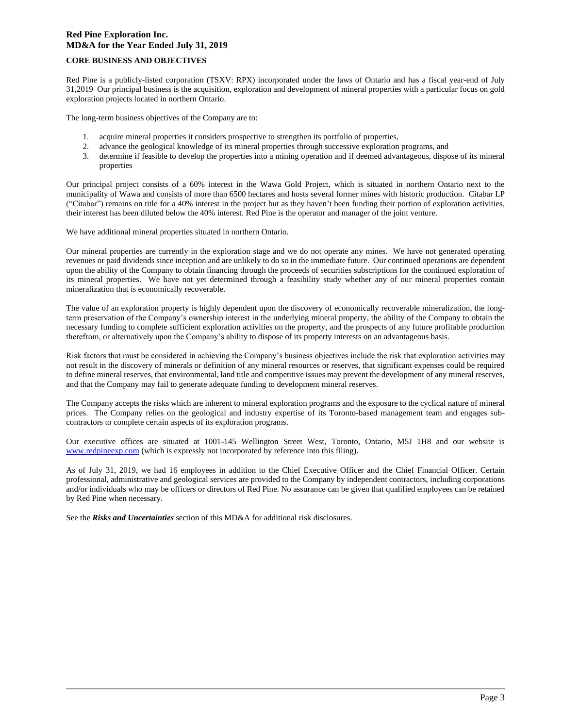## CORE BUSINESS AND OBJECTIVES

Red Pine is a publicly-listed corporation (TSXV: RPX) incorporated under the laws of Ontario and has a fiscal year-end of July 31,2019 Our principal business is the acquisition, exploration and development of mineral properties with a particular focus on gold exploration projects located in northern Ontario.

The long-term business objectives of the Company are to:

1. acquire mineral properties it considers prospective to strengthen its portfolio of properties,
2. advance the geological knowledge of its mineral properties through successive exploration programs, and
3. determine if feasible to develop the properties into a mining operation and if deemed advantageous, dispose of its mineral properties

Our principal project consists of a 60% interest in the Wawa Gold Project, which is situated in northern Ontario next to the municipality of Wawa and consists of more than 6500 hectares and hosts several former mines with historic production. Citabar LP ("Citabar") remains on title for a 40% interest in the project but as they haven't been funding their portion of exploration activities, their interest has been diluted below the 40% interest. Red Pine is the operator and manager of the joint venture.

We have additional mineral properties situated in northern Ontario.

Our mineral properties are currently in the exploration stage and we do not operate any mines. We have not generated operating revenues or paid dividends since inception and are unlikely to do so in the immediate future. Our continued operations are dependent upon the ability of the Company to obtain financing through the proceeds of securities subscriptions for the continued exploration of its mineral properties. We have not yet determined through a feasibility study whether any of our mineral properties contain mineralization that is economically recoverable.

The value of an exploration property is highly dependent upon the discovery of economically recoverable mineralization, the long-term preservation of the Company's ownership interest in the underlying mineral property, the ability of the Company to obtain the necessary funding to complete sufficient exploration activities on the property, and the prospects of any future profitable production therefrom, or alternatively upon the Company's ability to dispose of its property interests on an advantageous basis.

Risk factors that must be considered in achieving the Company's business objectives include the risk that exploration activities may not result in the discovery of minerals or definition of any mineral resources or reserves, that significant expenses could be required to define mineral reserves, that environmental, land title and competitive issues may prevent the development of any mineral reserves, and that the Company may fail to generate adequate funding to development mineral reserves.

The Company accepts the risks which are inherent to mineral exploration programs and the exposure to the cyclical nature of mineral prices. The Company relies on the geological and industry expertise of its Toronto-based management team and engages sub-contractors to complete certain aspects of its exploration programs.

Our executive offices are situated at 1001-145 Wellington Street West, Toronto, Ontario, M5J 1H8 and our website is [www.redpineexp.com](http://www.redpineexp.com) (which is expressly not incorporated by reference into this filing).

As of July 31, 2019, we had 16 employees in addition to the Chief Executive Officer and the Chief Financial Officer. Certain professional, administrative and geological services are provided to the Company by independent contractors, including corporations and/or individuals who may be officers or directors of Red Pine. No assurance can be given that qualified employees can be retained by Red Pine when necessary.

See the ***Risks and Uncertainties*** section of this MD&A for additional risk disclosures.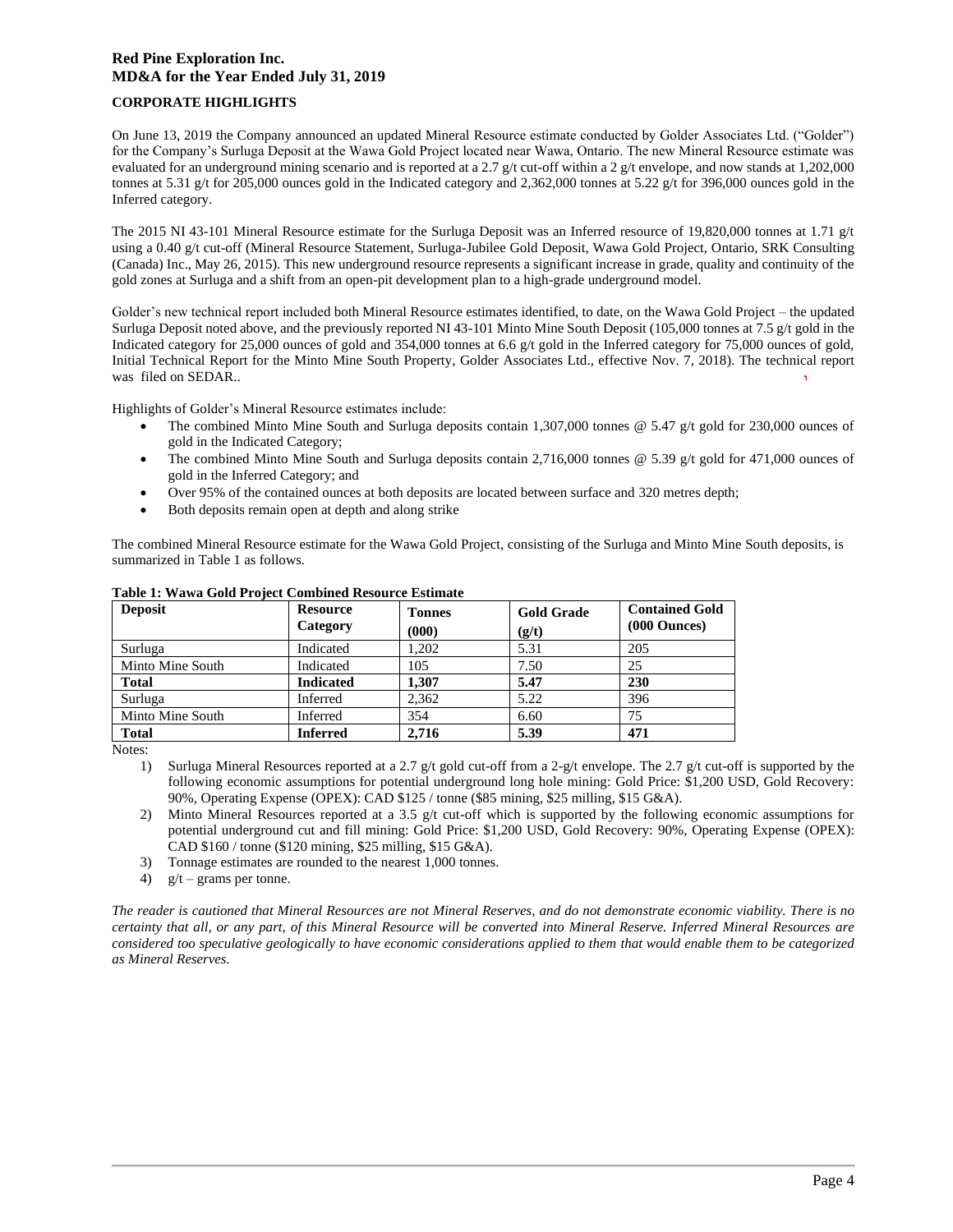## CORPORATE HIGHLIGHTS

On June 13, 2019 the Company announced an updated Mineral Resource estimate conducted by Golder Associates Ltd. ("Golder") for the Company's Surluga Deposit at the Wawa Gold Project located near Wawa, Ontario. The new Mineral Resource estimate was evaluated for an underground mining scenario and is reported at a 2.7 g/t cut-off within a 2 g/t envelope, and now stands at 1,202,000 tonnes at 5.31 g/t for 205,000 ounces gold in the Indicated category and 2,362,000 tonnes at 5.22 g/t for 396,000 ounces gold in the Inferred category.

The 2015 NI 43-101 Mineral Resource estimate for the Surluga Deposit was an Inferred resource of 19,820,000 tonnes at 1.71 g/t using a 0.40 g/t cut-off (Mineral Resource Statement, Surluga-Jubilee Gold Deposit, Wawa Gold Project, Ontario, SRK Consulting (Canada) Inc., May 26, 2015). This new underground resource represents a significant increase in grade, quality and continuity of the gold zones at Surluga and a shift from an open-pit development plan to a high-grade underground model.

Golder's new technical report included both Mineral Resource estimates identified, to date, on the Wawa Gold Project – the updated Surluga Deposit noted above, and the previously reported NI 43-101 Minto Mine South Deposit (105,000 tonnes at 7.5 g/t gold in the Indicated category for 25,000 ounces of gold and 354,000 tonnes at 6.6 g/t gold in the Inferred category for 75,000 ounces of gold, Initial Technical Report for the Minto Mine South Property, Golder Associates Ltd., effective Nov. 7, 2018). The technical report was filed on SEDAR..

Highlights of Golder's Mineral Resource estimates include:

- The combined Minto Mine South and Surluga deposits contain 1,307,000 tonnes @ 5.47 g/t gold for 230,000 ounces of gold in the Indicated Category;
- The combined Minto Mine South and Surluga deposits contain 2,716,000 tonnes @ 5.39 g/t gold for 471,000 ounces of gold in the Inferred Category; and
- Over 95% of the contained ounces at both deposits are located between surface and 320 metres depth;
- Both deposits remain open at depth and along strike

The combined Mineral Resource estimate for the Wawa Gold Project, consisting of the Surluga and Minto Mine South deposits, is summarized in Table 1 as follows.

**Table 1: Wawa Gold Project Combined Resource Estimate**

| Deposit | Resource Category | Tonnes (000) | Gold Grade (g/t) | Contained Gold (000 Ounces) |
|---|---|---|---|---|
| Surluga | Indicated | 1,202 | 5.31 | 205 |
| Minto Mine South | Indicated | 105 | 7.50 | 25 |
| **Total** | **Indicated** | **1,307** | **5.47** | **230** |
| Surluga | Inferred | 2,362 | 5.22 | 396 |
| Minto Mine South | Inferred | 354 | 6.60 | 75 |
| **Total** | **Inferred** | **2,716** | **5.39** | **471** |

Notes:

1) Surluga Mineral Resources reported at a 2.7 g/t gold cut-off from a 2-g/t envelope. The 2.7 g/t cut-off is supported by the following economic assumptions for potential underground long hole mining: Gold Price: $1,200 USD, Gold Recovery: 90%, Operating Expense (OPEX): CAD $125 / tonne ($85 mining, $25 milling, $15 G&A).
2) Minto Mineral Resources reported at a 3.5 g/t cut-off which is supported by the following economic assumptions for potential underground cut and fill mining: Gold Price: $1,200 USD, Gold Recovery: 90%, Operating Expense (OPEX): CAD $160 / tonne ($120 mining, $25 milling, $15 G&A).
3) Tonnage estimates are rounded to the nearest 1,000 tonnes.
4) g/t – grams per tonne.

*The reader is cautioned that Mineral Resources are not Mineral Reserves, and do not demonstrate economic viability. There is no certainty that all, or any part, of this Mineral Resource will be converted into Mineral Reserve. Inferred Mineral Resources are considered too speculative geologically to have economic considerations applied to them that would enable them to be categorized as Mineral Reserves.*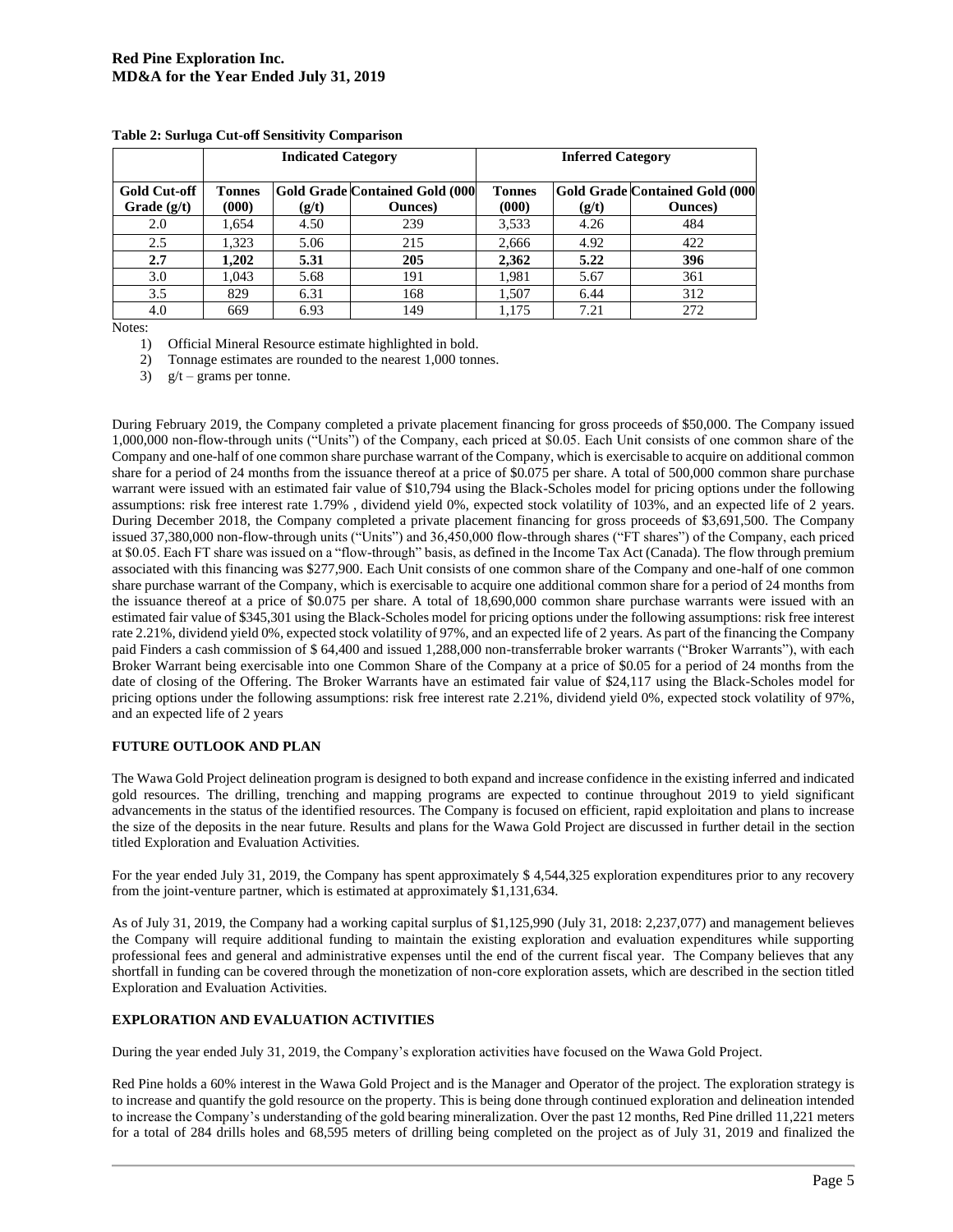**Table 2: Surluga Cut-off Sensitivity Comparison**

| | Indicated Category | | | Inferred Category | | |
|---|---|---|---|---|---|---|
| **Gold Cut-off Grade (g/t)** | **Tonnes (000)** | **Gold Grade (g/t)** | **Contained Gold (000 Ounces)** | **Tonnes (000)** | **Gold Grade (g/t)** | **Contained Gold (000 Ounces)** |
| 2.0 | 1,654 | 4.50 | 239 | 3,533 | 4.26 | 484 |
| 2.5 | 1,323 | 5.06 | 215 | 2,666 | 4.92 | 422 |
| **2.7** | **1,202** | **5.31** | **205** | **2,362** | **5.22** | **396** |
| 3.0 | 1,043 | 5.68 | 191 | 1,981 | 5.67 | 361 |
| 3.5 | 829 | 6.31 | 168 | 1,507 | 6.44 | 312 |
| 4.0 | 669 | 6.93 | 149 | 1,175 | 7.21 | 272 |

Notes:

1) Official Mineral Resource estimate highlighted in bold.
2) Tonnage estimates are rounded to the nearest 1,000 tonnes.
3) g/t – grams per tonne.

During February 2019, the Company completed a private placement financing for gross proceeds of $50,000. The Company issued 1,000,000 non-flow-through units ("Units") of the Company, each priced at $0.05. Each Unit consists of one common share of the Company and one-half of one common share purchase warrant of the Company, which is exercisable to acquire on additional common share for a period of 24 months from the issuance thereof at a price of $0.075 per share. A total of 500,000 common share purchase warrant were issued with an estimated fair value of $10,794 using the Black-Scholes model for pricing options under the following assumptions: risk free interest rate 1.79% , dividend yield 0%, expected stock volatility of 103%, and an expected life of 2 years. During December 2018, the Company completed a private placement financing for gross proceeds of $3,691,500. The Company issued 37,380,000 non-flow-through units ("Units") and 36,450,000 flow-through shares ("FT shares") of the Company, each priced at $0.05. Each FT share was issued on a "flow-through" basis, as defined in the Income Tax Act (Canada). The flow through premium associated with this financing was $277,900. Each Unit consists of one common share of the Company and one-half of one common share purchase warrant of the Company, which is exercisable to acquire one additional common share for a period of 24 months from the issuance thereof at a price of $0.075 per share. A total of 18,690,000 common share purchase warrants were issued with an estimated fair value of $345,301 using the Black-Scholes model for pricing options under the following assumptions: risk free interest rate 2.21%, dividend yield 0%, expected stock volatility of 97%, and an expected life of 2 years. As part of the financing the Company paid Finders a cash commission of $ 64,400 and issued 1,288,000 non-transferrable broker warrants ("Broker Warrants"), with each Broker Warrant being exercisable into one Common Share of the Company at a price of $0.05 for a period of 24 months from the date of closing of the Offering. The Broker Warrants have an estimated fair value of $24,117 using the Black-Scholes model for pricing options under the following assumptions: risk free interest rate 2.21%, dividend yield 0%, expected stock volatility of 97%, and an expected life of 2 years

## FUTURE OUTLOOK AND PLAN

The Wawa Gold Project delineation program is designed to both expand and increase confidence in the existing inferred and indicated gold resources. The drilling, trenching and mapping programs are expected to continue throughout 2019 to yield significant advancements in the status of the identified resources. The Company is focused on efficient, rapid exploitation and plans to increase the size of the deposits in the near future. Results and plans for the Wawa Gold Project are discussed in further detail in the section titled Exploration and Evaluation Activities.

For the year ended July 31, 2019, the Company has spent approximately $ 4,544,325 exploration expenditures prior to any recovery from the joint-venture partner, which is estimated at approximately $1,131,634.

As of July 31, 2019, the Company had a working capital surplus of $1,125,990 (July 31, 2018: 2,237,077) and management believes the Company will require additional funding to maintain the existing exploration and evaluation expenditures while supporting professional fees and general and administrative expenses until the end of the current fiscal year. The Company believes that any shortfall in funding can be covered through the monetization of non-core exploration assets, which are described in the section titled Exploration and Evaluation Activities.

## EXPLORATION AND EVALUATION ACTIVITIES

During the year ended July 31, 2019, the Company's exploration activities have focused on the Wawa Gold Project.

Red Pine holds a 60% interest in the Wawa Gold Project and is the Manager and Operator of the project. The exploration strategy is to increase and quantify the gold resource on the property. This is being done through continued exploration and delineation intended to increase the Company's understanding of the gold bearing mineralization. Over the past 12 months, Red Pine drilled 11,221 meters for a total of 284 drills holes and 68,595 meters of drilling being completed on the project as of July 31, 2019 and finalized the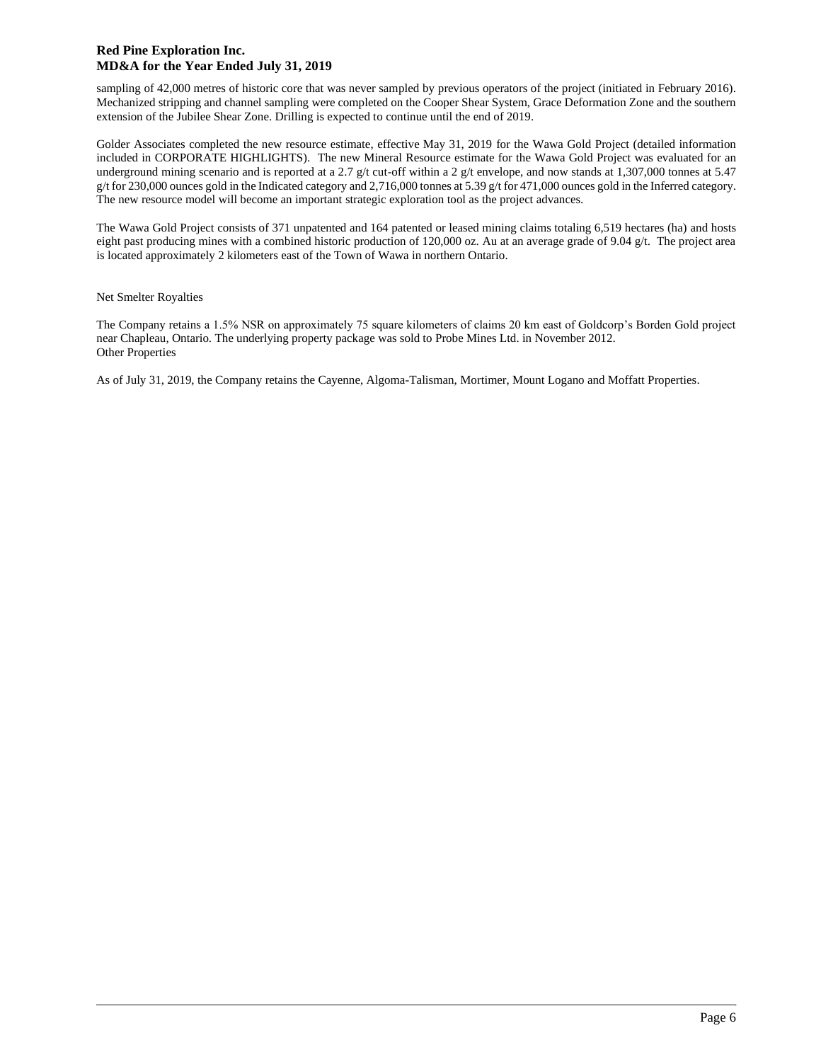sampling of 42,000 metres of historic core that was never sampled by previous operators of the project (initiated in February 2016). Mechanized stripping and channel sampling were completed on the Cooper Shear System, Grace Deformation Zone and the southern extension of the Jubilee Shear Zone. Drilling is expected to continue until the end of 2019.

Golder Associates completed the new resource estimate, effective May 31, 2019 for the Wawa Gold Project (detailed information included in CORPORATE HIGHLIGHTS). The new Mineral Resource estimate for the Wawa Gold Project was evaluated for an underground mining scenario and is reported at a 2.7 g/t cut-off within a 2 g/t envelope, and now stands at 1,307,000 tonnes at 5.47 g/t for 230,000 ounces gold in the Indicated category and 2,716,000 tonnes at 5.39 g/t for 471,000 ounces gold in the Inferred category. The new resource model will become an important strategic exploration tool as the project advances.

The Wawa Gold Project consists of 371 unpatented and 164 patented or leased mining claims totaling 6,519 hectares (ha) and hosts eight past producing mines with a combined historic production of 120,000 oz. Au at an average grade of 9.04 g/t. The project area is located approximately 2 kilometers east of the Town of Wawa in northern Ontario.

Net Smelter Royalties

The Company retains a 1.5% NSR on approximately 75 square kilometers of claims 20 km east of Goldcorp's Borden Gold project near Chapleau, Ontario. The underlying property package was sold to Probe Mines Ltd. in November 2012.

Other Properties

As of July 31, 2019, the Company retains the Cayenne, Algoma-Talisman, Mortimer, Mount Logano and Moffatt Properties.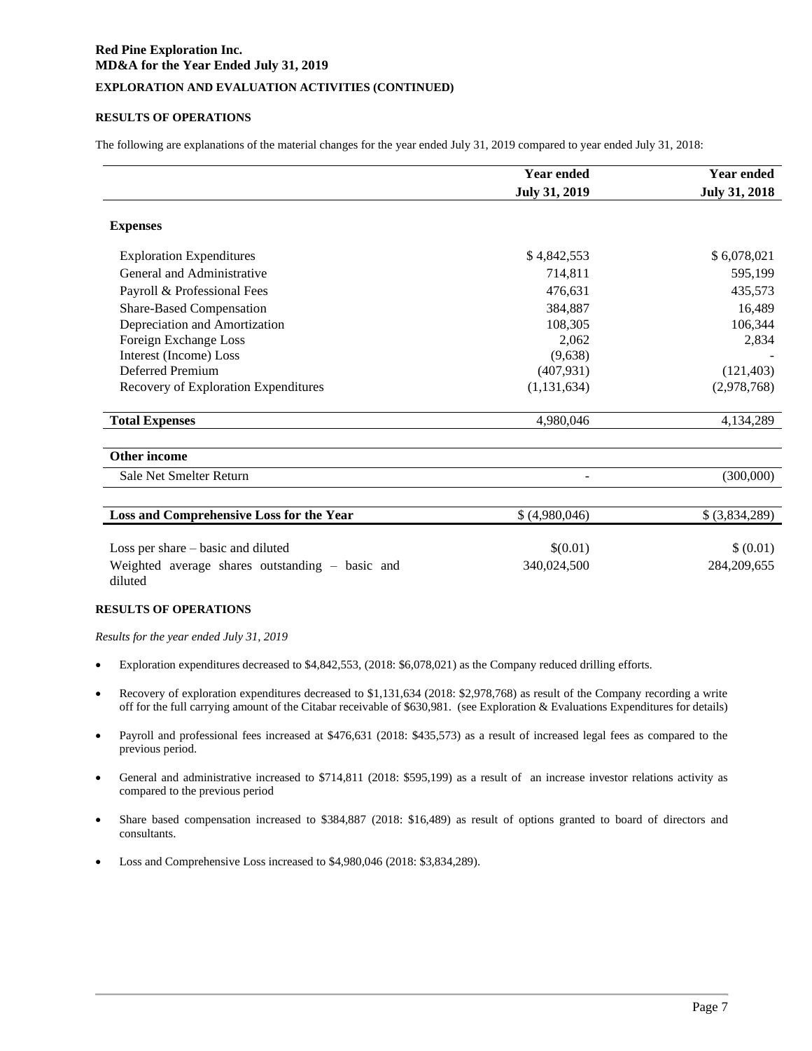**EXPLORATION AND EVALUATION ACTIVITIES (CONTINUED)**

### RESULTS OF OPERATIONS

The following are explanations of the material changes for the year ended July 31, 2019 compared to year ended July 31, 2018:

| | Year ended July 31, 2019 | Year ended July 31, 2018 |
|---|---|---|
| **Expenses** | | |
| Exploration Expenditures | $ 4,842,553 | $ 6,078,021 |
| General and Administrative | 714,811 | 595,199 |
| Payroll & Professional Fees | 476,631 | 435,573 |
| Share-Based Compensation | 384,887 | 16,489 |
| Depreciation and Amortization | 108,305 | 106,344 |
| Foreign Exchange Loss | 2,062 | 2,834 |
| Interest (Income) Loss | (9,638) | - |
| Deferred Premium | (407,931) | (121,403) |
| Recovery of Exploration Expenditures | (1,131,634) | (2,978,768) |
| **Total Expenses** | 4,980,046 | 4,134,289 |
| **Other income** | | |
| Sale Net Smelter Return | - | (300,000) |
| **Loss and Comprehensive Loss for the Year** | $ (4,980,046) | $ (3,834,289) |
| Loss per share – basic and diluted | $(0.01) | $ (0.01) |
| Weighted average shares outstanding – basic and diluted | 340,024,500 | 284,209,655 |

### RESULTS OF OPERATIONS

*Results for the year ended July 31, 2019*

- Exploration expenditures decreased to $4,842,553, (2018: $6,078,021) as the Company reduced drilling efforts.
- Recovery of exploration expenditures decreased to $1,131,634 (2018: $2,978,768) as result of the Company recording a write off for the full carrying amount of the Citabar receivable of $630,981. (see Exploration & Evaluations Expenditures for details)
- Payroll and professional fees increased at $476,631 (2018: $435,573) as a result of increased legal fees as compared to the previous period.
- General and administrative increased to $714,811 (2018: $595,199) as a result of an increase investor relations activity as compared to the previous period
- Share based compensation increased to $384,887 (2018: $16,489) as result of options granted to board of directors and consultants.
- Loss and Comprehensive Loss increased to $4,980,046 (2018: $3,834,289).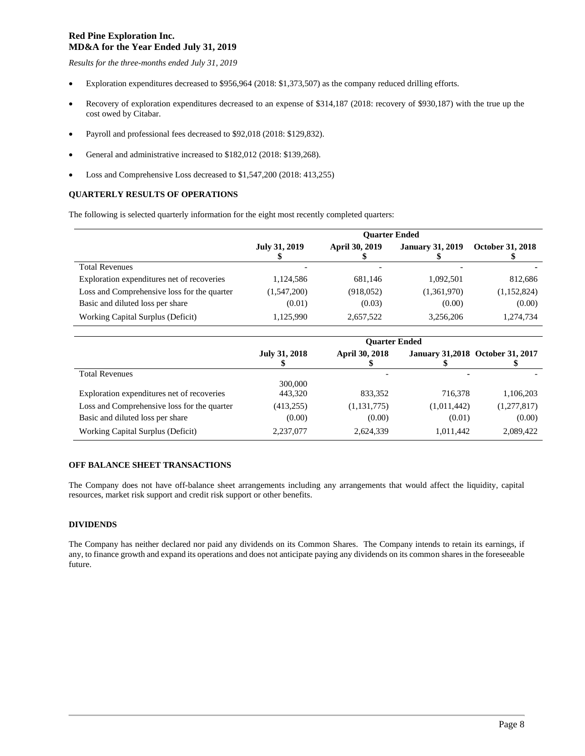*Results for the three-months ended July 31, 2019*

- Exploration expenditures decreased to $956,964 (2018: $1,373,507) as the company reduced drilling efforts.
- Recovery of exploration expenditures decreased to an expense of $314,187 (2018: recovery of $930,187) with the true up the cost owed by Citabar.
- Payroll and professional fees decreased to $92,018 (2018: $129,832).
- General and administrative increased to $182,012 (2018: $139,268).
- Loss and Comprehensive Loss decreased to $1,547,200 (2018: 413,255)

**QUARTERLY RESULTS OF OPERATIONS**

The following is selected quarterly information for the eight most recently completed quarters:

| | Quarter Ended | | | |
|---|---|---|---|---|
| | July 31, 2019<br>$ | April 30, 2019<br>$ | January 31, 2019<br>$ | October 31, 2018<br>$ |
| Total Revenues | - | - | - | - |
| Exploration expenditures net of recoveries | 1,124,586 | 681,146 | 1,092,501 | 812,686 |
| Loss and Comprehensive loss for the quarter | (1,547,200) | (918,052) | (1,361,970) | (1,152,824) |
| Basic and diluted loss per share | (0.01) | (0.03) | (0.00) | (0.00) |
| Working Capital Surplus (Deficit) | 1,125,990 | 2,657,522 | 3,256,206 | 1,274,734 |

| | Quarter Ended | | | |
|---|---|---|---|---|
| | July 31, 2018<br>$ | April 30, 2018<br>$ | January 31,2018<br>$ | October 31, 2017<br>$ |
| Total Revenues | 300,000 | - | - | - |
| Exploration expenditures net of recoveries | 443,320 | 833,352 | 716,378 | 1,106,203 |
| Loss and Comprehensive loss for the quarter | (413,255) | (1,131,775) | (1,011,442) | (1,277,817) |
| Basic and diluted loss per share | (0.00) | (0.00) | (0.01) | (0.00) |
| Working Capital Surplus (Deficit) | 2,237,077 | 2,624,339 | 1,011,442 | 2,089,422 |

**OFF BALANCE SHEET TRANSACTIONS**

The Company does not have off-balance sheet arrangements including any arrangements that would affect the liquidity, capital resources, market risk support and credit risk support or other benefits.

**DIVIDENDS**

The Company has neither declared nor paid any dividends on its Common Shares. The Company intends to retain its earnings, if any, to finance growth and expand its operations and does not anticipate paying any dividends on its common shares in the foreseeable future.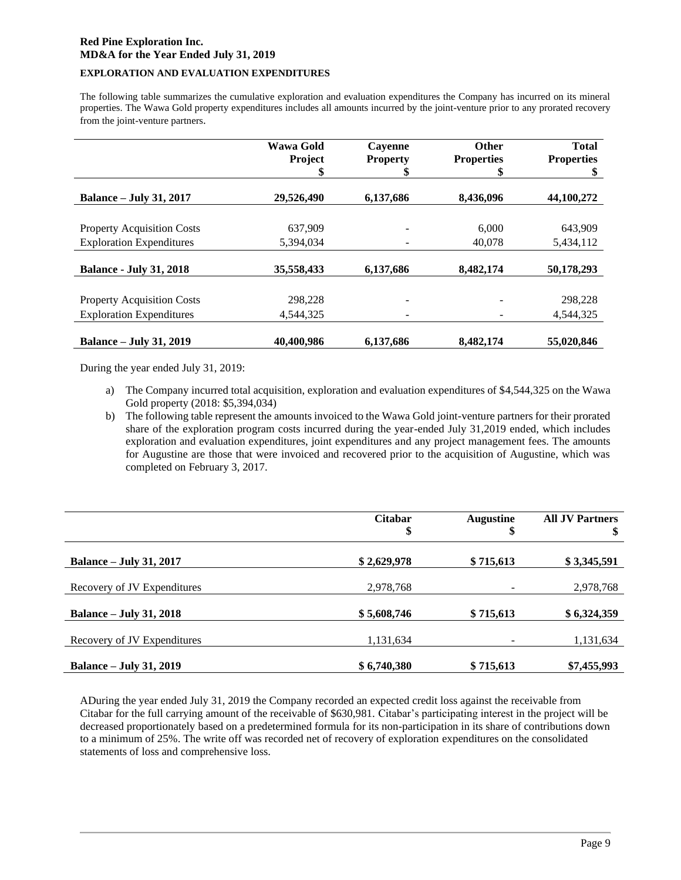**Red Pine Exploration Inc.**
**MD&A for the Year Ended July 31, 2019**

**EXPLORATION AND EVALUATION EXPENDITURES**

The following table summarizes the cumulative exploration and evaluation expenditures the Company has incurred on its mineral properties. The Wawa Gold property expenditures includes all amounts incurred by the joint-venture prior to any prorated recovery from the joint-venture partners.

| | Wawa Gold Project $ | Cayenne Property $ | Other Properties $ | Total Properties $ |
|---|---|---|---|---|
| **Balance – July 31, 2017** | **29,526,490** | **6,137,686** | **8,436,096** | **44,100,272** |
| Property Acquisition Costs | 637,909 | - | 6,000 | 643,909 |
| Exploration Expenditures | 5,394,034 | - | 40,078 | 5,434,112 |
| **Balance - July 31, 2018** | **35,558,433** | **6,137,686** | **8,482,174** | **50,178,293** |
| Property Acquisition Costs | 298,228 | - | - | 298,228 |
| Exploration Expenditures | 4,544,325 | - | - | 4,544,325 |
| **Balance – July 31, 2019** | **40,400,986** | **6,137,686** | **8,482,174** | **55,020,846** |

During the year ended July 31, 2019:

a) The Company incurred total acquisition, exploration and evaluation expenditures of $4,544,325 on the Wawa Gold property (2018: $5,394,034)
b) The following table represent the amounts invoiced to the Wawa Gold joint-venture partners for their prorated share of the exploration program costs incurred during the year-ended July 31,2019 ended, which includes exploration and evaluation expenditures, joint expenditures and any project management fees. The amounts for Augustine are those that were invoiced and recovered prior to the acquisition of Augustine, which was completed on February 3, 2017.

| | Citabar $ | Augustine $ | All JV Partners $ |
|---|---|---|---|
| **Balance – July 31, 2017** | **$ 2,629,978** | **$ 715,613** | **$ 3,345,591** |
| Recovery of JV Expenditures | 2,978,768 | - | 2,978,768 |
| **Balance – July 31, 2018** | **$ 5,608,746** | **$ 715,613** | **$ 6,324,359** |
| Recovery of JV Expenditures | 1,131,634 | - | 1,131,634 |
| **Balance – July 31, 2019** | **$ 6,740,380** | **$ 715,613** | **$7,455,993** |

ADuring the year ended July 31, 2019 the Company recorded an expected credit loss against the receivable from Citabar for the full carrying amount of the receivable of $630,981. Citabar's participating interest in the project will be decreased proportionately based on a predetermined formula for its non-participation in its share of contributions down to a minimum of 25%. The write off was recorded net of recovery of exploration expenditures on the consolidated statements of loss and comprehensive loss.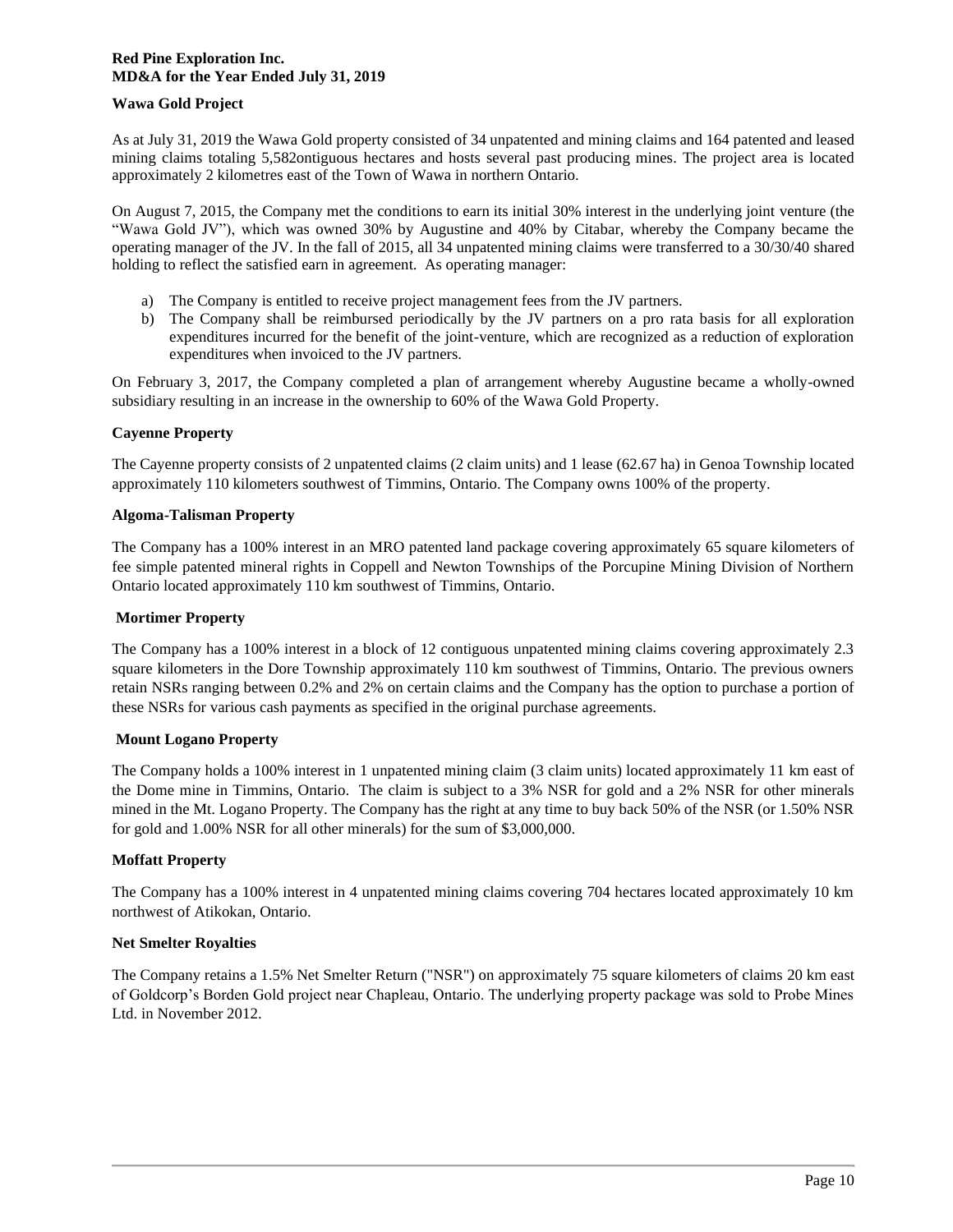## Wawa Gold Project

As at July 31, 2019 the Wawa Gold property consisted of 34 unpatented and mining claims and 164 patented and leased mining claims totaling 5,582ontiguous hectares and hosts several past producing mines. The project area is located approximately 2 kilometres east of the Town of Wawa in northern Ontario.

On August 7, 2015, the Company met the conditions to earn its initial 30% interest in the underlying joint venture (the "Wawa Gold JV"), which was owned 30% by Augustine and 40% by Citabar, whereby the Company became the operating manager of the JV. In the fall of 2015, all 34 unpatented mining claims were transferred to a 30/30/40 shared holding to reflect the satisfied earn in agreement. As operating manager:

a) The Company is entitled to receive project management fees from the JV partners.
b) The Company shall be reimbursed periodically by the JV partners on a pro rata basis for all exploration expenditures incurred for the benefit of the joint-venture, which are recognized as a reduction of exploration expenditures when invoiced to the JV partners.

On February 3, 2017, the Company completed a plan of arrangement whereby Augustine became a wholly-owned subsidiary resulting in an increase in the ownership to 60% of the Wawa Gold Property.

## Cayenne Property

The Cayenne property consists of 2 unpatented claims (2 claim units) and 1 lease (62.67 ha) in Genoa Township located approximately 110 kilometers southwest of Timmins, Ontario. The Company owns 100% of the property.

## Algoma-Talisman Property

The Company has a 100% interest in an MRO patented land package covering approximately 65 square kilometers of fee simple patented mineral rights in Coppell and Newton Townships of the Porcupine Mining Division of Northern Ontario located approximately 110 km southwest of Timmins, Ontario.

## Mortimer Property

The Company has a 100% interest in a block of 12 contiguous unpatented mining claims covering approximately 2.3 square kilometers in the Dore Township approximately 110 km southwest of Timmins, Ontario. The previous owners retain NSRs ranging between 0.2% and 2% on certain claims and the Company has the option to purchase a portion of these NSRs for various cash payments as specified in the original purchase agreements.

## Mount Logano Property

The Company holds a 100% interest in 1 unpatented mining claim (3 claim units) located approximately 11 km east of the Dome mine in Timmins, Ontario. The claim is subject to a 3% NSR for gold and a 2% NSR for other minerals mined in the Mt. Logano Property. The Company has the right at any time to buy back 50% of the NSR (or 1.50% NSR for gold and 1.00% NSR for all other minerals) for the sum of $3,000,000.

## Moffatt Property

The Company has a 100% interest in 4 unpatented mining claims covering 704 hectares located approximately 10 km northwest of Atikokan, Ontario.

## Net Smelter Royalties

The Company retains a 1.5% Net Smelter Return ("NSR") on approximately 75 square kilometers of claims 20 km east of Goldcorp's Borden Gold project near Chapleau, Ontario. The underlying property package was sold to Probe Mines Ltd. in November 2012.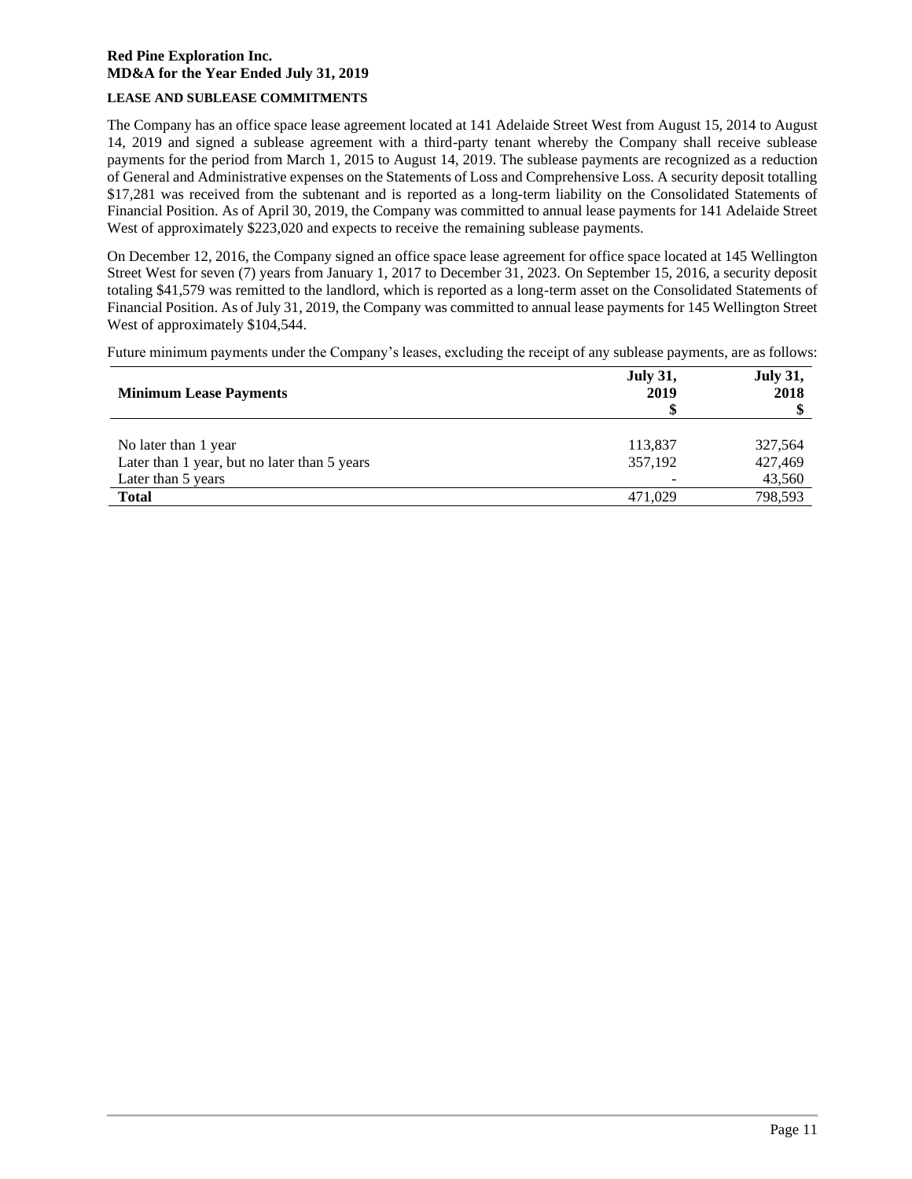**LEASE AND SUBLEASE COMMITMENTS**

The Company has an office space lease agreement located at 141 Adelaide Street West from August 15, 2014 to August 14, 2019 and signed a sublease agreement with a third-party tenant whereby the Company shall receive sublease payments for the period from March 1, 2015 to August 14, 2019. The sublease payments are recognized as a reduction of General and Administrative expenses on the Statements of Loss and Comprehensive Loss. A security deposit totalling $17,281 was received from the subtenant and is reported as a long-term liability on the Consolidated Statements of Financial Position. As of April 30, 2019, the Company was committed to annual lease payments for 141 Adelaide Street West of approximately $223,020 and expects to receive the remaining sublease payments.

On December 12, 2016, the Company signed an office space lease agreement for office space located at 145 Wellington Street West for seven (7) years from January 1, 2017 to December 31, 2023. On September 15, 2016, a security deposit totaling $41,579 was remitted to the landlord, which is reported as a long-term asset on the Consolidated Statements of Financial Position. As of July 31, 2019, the Company was committed to annual lease payments for 145 Wellington Street West of approximately $104,544.

Future minimum payments under the Company's leases, excluding the receipt of any sublease payments, are as follows:

| Minimum Lease Payments | July 31, 2019 $ | July 31, 2018 $ |
|---|---|---|
| No later than 1 year | 113,837 | 327,564 |
| Later than 1 year, but no later than 5 years | 357,192 | 427,469 |
| Later than 5 years | - | 43,560 |
| **Total** | 471,029 | 798,593 |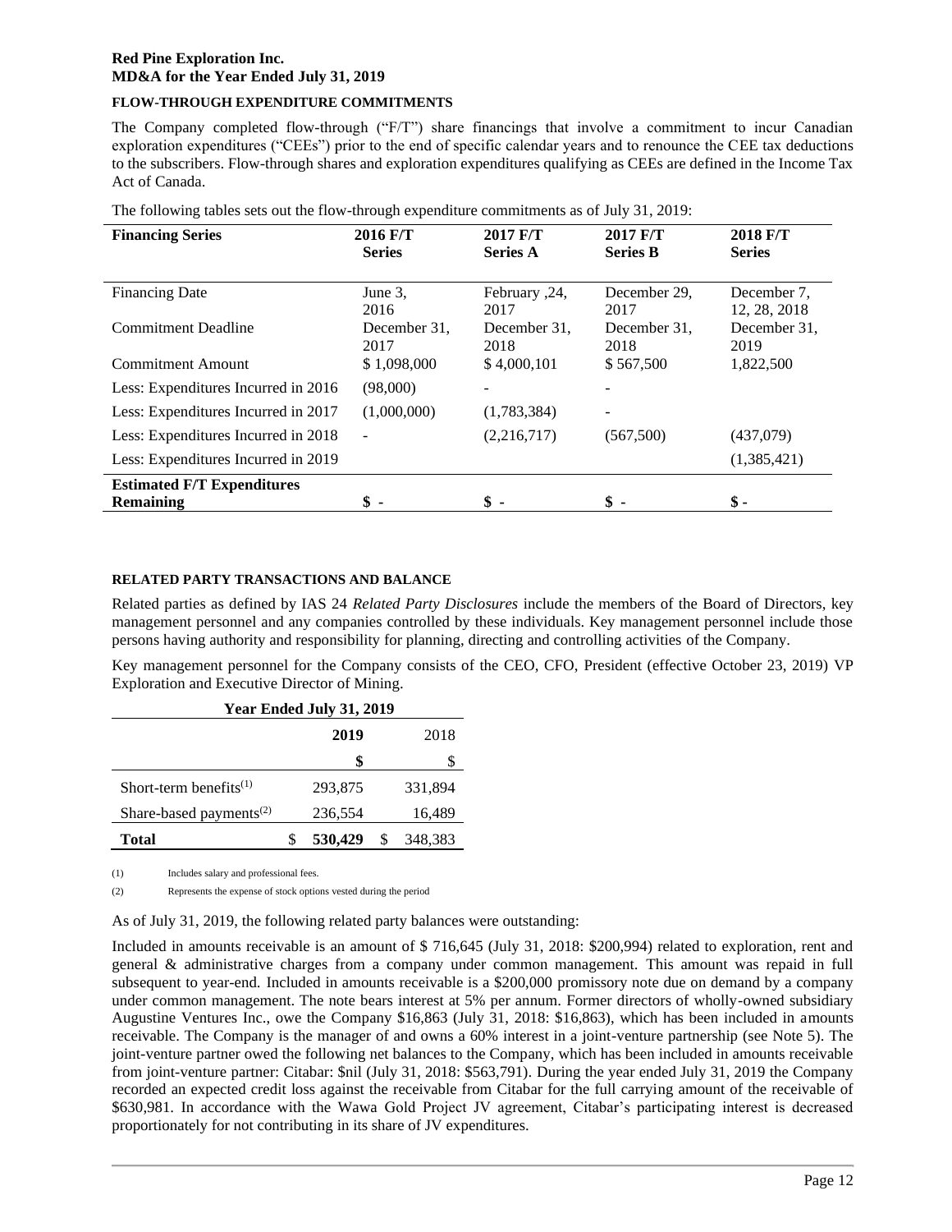## FLOW-THROUGH EXPENDITURE COMMITMENTS

The Company completed flow-through ("F/T") share financings that involve a commitment to incur Canadian exploration expenditures ("CEEs") prior to the end of specific calendar years and to renounce the CEE tax deductions to the subscribers. Flow-through shares and exploration expenditures qualifying as CEEs are defined in the Income Tax Act of Canada.

The following tables sets out the flow-through expenditure commitments as of July 31, 2019:

| Financing Series | 2016 F/T Series | 2017 F/T Series A | 2017 F/T Series B | 2018 F/T Series |
|---|---|---|---|---|
| Financing Date | June 3, 2016 | February ,24, 2017 | December 29, 2017 | December 7, 12, 28, 2018 |
| Commitment Deadline | December 31, 2017 | December 31, 2018 | December 31, 2018 | December 31, 2019 |
| Commitment Amount | $ 1,098,000 | $ 4,000,101 | $ 567,500 | 1,822,500 |
| Less: Expenditures Incurred in 2016 | (98,000) | - | - | |
| Less: Expenditures Incurred in 2017 | (1,000,000) | (1,783,384) | - | |
| Less: Expenditures Incurred in 2018 | - | (2,216,717) | (567,500) | (437,079) |
| Less: Expenditures Incurred in 2019 | | | | (1,385,421) |
| **Estimated F/T Expenditures Remaining** | **$ -** | **$ -** | **$ -** | **$ -** |

## RELATED PARTY TRANSACTIONS AND BALANCE

Related parties as defined by IAS 24 *Related Party Disclosures* include the members of the Board of Directors, key management personnel and any companies controlled by these individuals. Key management personnel include those persons having authority and responsibility for planning, directing and controlling activities of the Company.

Key management personnel for the Company consists of the CEO, CFO, President (effective October 23, 2019) VP Exploration and Executive Director of Mining.

| Year Ended July 31, 2019 | | |
|---|---|---|
| | **2019** | 2018 |
| | **$** | $ |
| Short-term benefits[(1)] | 293,875 | 331,894 |
| Share-based payments[(2)] | 236,554 | 16,489 |
| **Total** | **$ 530,429** | $ 348,383 |

(1) Includes salary and professional fees.

(2) Represents the expense of stock options vested during the period

As of July 31, 2019, the following related party balances were outstanding:

Included in amounts receivable is an amount of $ 716,645 (July 31, 2018: $200,994) related to exploration, rent and general & administrative charges from a company under common management. This amount was repaid in full subsequent to year-end. Included in amounts receivable is a $200,000 promissory note due on demand by a company under common management. The note bears interest at 5% per annum. Former directors of wholly-owned subsidiary Augustine Ventures Inc., owe the Company $16,863 (July 31, 2018: $16,863), which has been included in amounts receivable. The Company is the manager of and owns a 60% interest in a joint-venture partnership (see Note 5). The joint-venture partner owed the following net balances to the Company, which has been included in amounts receivable from joint-venture partner: Citabar: $nil (July 31, 2018: $563,791). During the year ended July 31, 2019 the Company recorded an expected credit loss against the receivable from Citabar for the full carrying amount of the receivable of $630,981. In accordance with the Wawa Gold Project JV agreement, Citabar's participating interest is decreased proportionately for not contributing in its share of JV expenditures.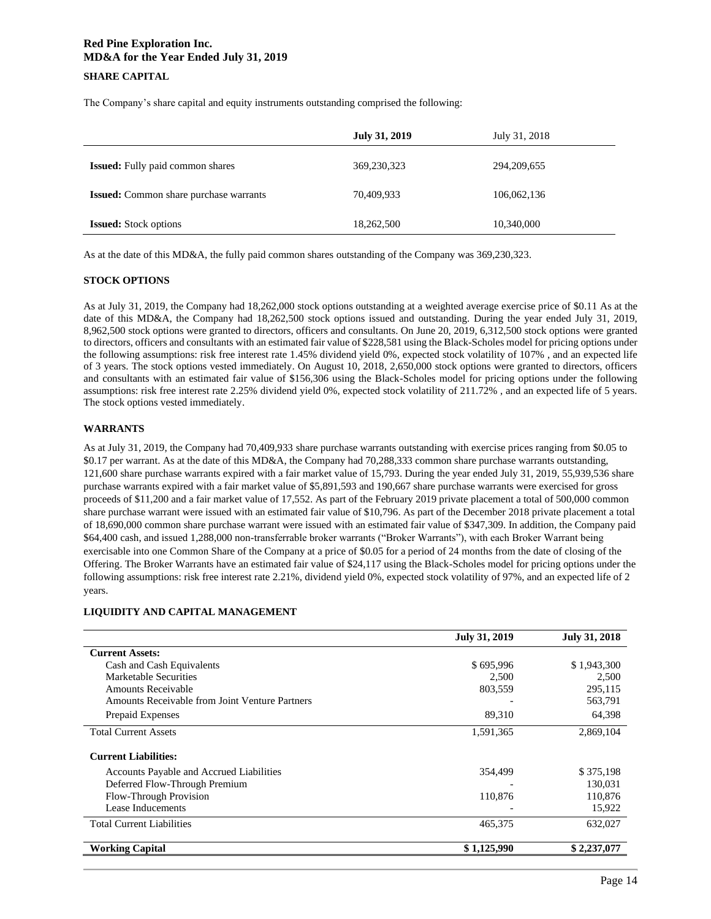**Red Pine Exploration Inc.**
**MD&A for the Year Ended July 31, 2019**

## SHARE CAPITAL

The Company's share capital and equity instruments outstanding comprised the following:

| | **July 31, 2019** | July 31, 2018 |
|---|---|---|
| **Issued:** Fully paid common shares | 369,230,323 | 294,209,655 |
| **Issued:** Common share purchase warrants | 70,409,933 | 106,062,136 |
| **Issued:** Stock options | 18,262,500 | 10,340,000 |

As at the date of this MD&A, the fully paid common shares outstanding of the Company was 369,230,323.

## STOCK OPTIONS

As at July 31, 2019, the Company had 18,262,000 stock options outstanding at a weighted average exercise price of $0.11 As at the date of this MD&A, the Company had 18,262,500 stock options issued and outstanding. During the year ended July 31, 2019, 8,962,500 stock options were granted to directors, officers and consultants. On June 20, 2019, 6,312,500 stock options were granted to directors, officers and consultants with an estimated fair value of $228,581 using the Black-Scholes model for pricing options under the following assumptions: risk free interest rate 1.45% dividend yield 0%, expected stock volatility of 107% , and an expected life of 3 years. The stock options vested immediately. On August 10, 2018, 2,650,000 stock options were granted to directors, officers and consultants with an estimated fair value of $156,306 using the Black-Scholes model for pricing options under the following assumptions: risk free interest rate 2.25% dividend yield 0%, expected stock volatility of 211.72% , and an expected life of 5 years. The stock options vested immediately.

## WARRANTS

As at July 31, 2019, the Company had 70,409,933 share purchase warrants outstanding with exercise prices ranging from $0.05 to $0.17 per warrant. As at the date of this MD&A, the Company had 70,288,333 common share purchase warrants outstanding, 121,600 share purchase warrants expired with a fair market value of 15,793. During the year ended July 31, 2019, 55,939,536 share purchase warrants expired with a fair market value of $5,891,593 and 190,667 share purchase warrants were exercised for gross proceeds of $11,200 and a fair market value of 17,552. As part of the February 2019 private placement a total of 500,000 common share purchase warrant were issued with an estimated fair value of $10,796. As part of the December 2018 private placement a total of 18,690,000 common share purchase warrant were issued with an estimated fair value of $347,309. In addition, the Company paid $64,400 cash, and issued 1,288,000 non-transferrable broker warrants ("Broker Warrants"), with each Broker Warrant being exercisable into one Common Share of the Company at a price of $0.05 for a period of 24 months from the date of closing of the Offering. The Broker Warrants have an estimated fair value of $24,117 using the Black-Scholes model for pricing options under the following assumptions: risk free interest rate 2.21%, dividend yield 0%, expected stock volatility of 97%, and an expected life of 2 years.

## LIQUIDITY AND CAPITAL MANAGEMENT

| | **July 31, 2019** | **July 31, 2018** |
|---|---|---|
| **Current Assets:** | | |
| Cash and Cash Equivalents | $ 695,996 | $ 1,943,300 |
| Marketable Securities | 2,500 | 2,500 |
| Amounts Receivable | 803,559 | 295,115 |
| Amounts Receivable from Joint Venture Partners | - | 563,791 |
| Prepaid Expenses | 89,310 | 64,398 |
| Total Current Assets | 1,591,365 | 2,869,104 |
| **Current Liabilities:** | | |
| Accounts Payable and Accrued Liabilities | 354,499 | $ 375,198 |
| Deferred Flow-Through Premium | - | 130,031 |
| Flow-Through Provision | 110,876 | 110,876 |
| Lease Inducements | - | 15,922 |
| Total Current Liabilities | 465,375 | 632,027 |
| **Working Capital** | **$ 1,125,990** | **$ 2,237,077** |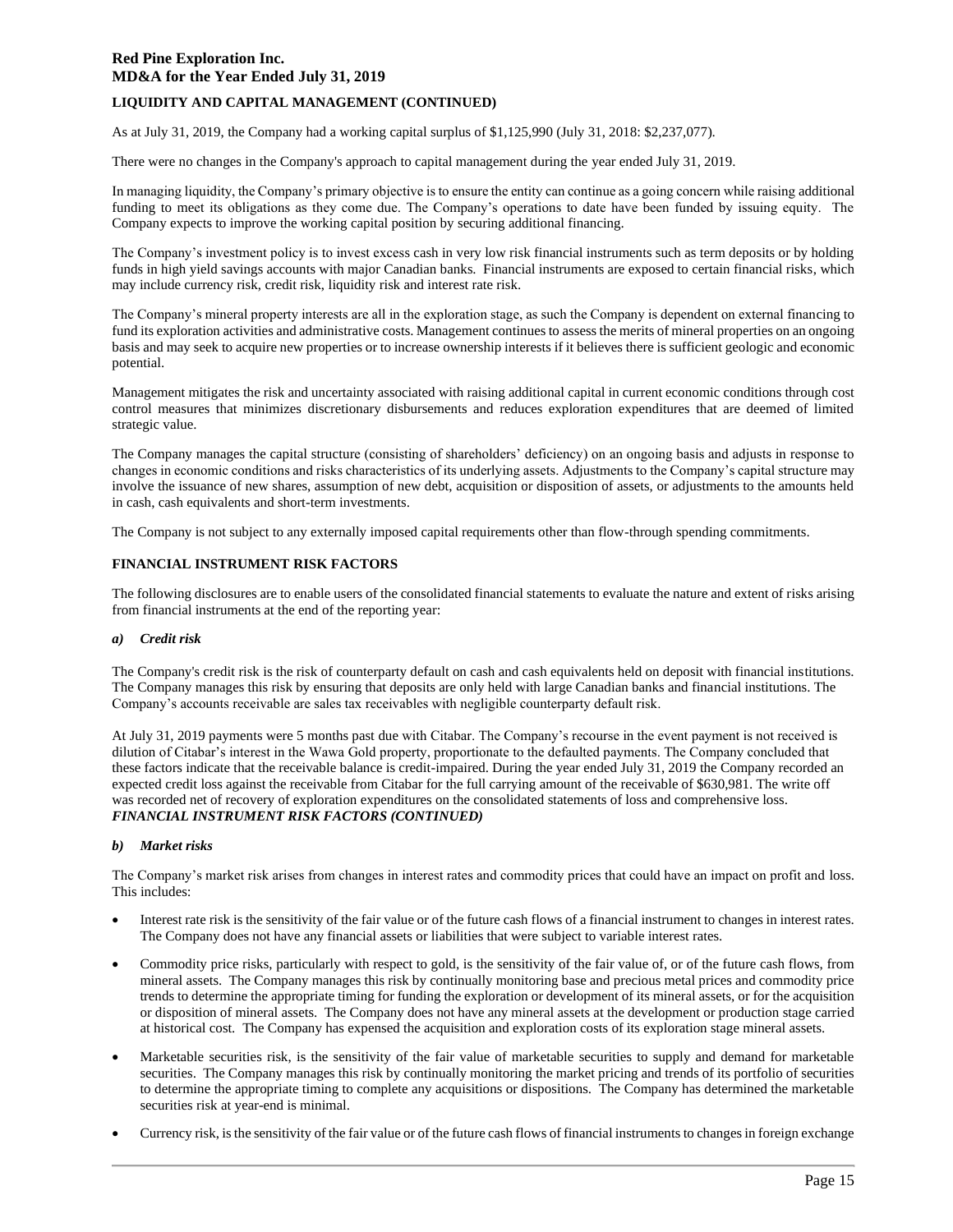## LIQUIDITY AND CAPITAL MANAGEMENT (CONTINUED)

As at July 31, 2019, the Company had a working capital surplus of $1,125,990 (July 31, 2018: $2,237,077).

There were no changes in the Company's approach to capital management during the year ended July 31, 2019.

In managing liquidity, the Company's primary objective is to ensure the entity can continue as a going concern while raising additional funding to meet its obligations as they come due. The Company's operations to date have been funded by issuing equity. The Company expects to improve the working capital position by securing additional financing.

The Company's investment policy is to invest excess cash in very low risk financial instruments such as term deposits or by holding funds in high yield savings accounts with major Canadian banks. Financial instruments are exposed to certain financial risks, which may include currency risk, credit risk, liquidity risk and interest rate risk.

The Company's mineral property interests are all in the exploration stage, as such the Company is dependent on external financing to fund its exploration activities and administrative costs. Management continues to assess the merits of mineral properties on an ongoing basis and may seek to acquire new properties or to increase ownership interests if it believes there is sufficient geologic and economic potential.

Management mitigates the risk and uncertainty associated with raising additional capital in current economic conditions through cost control measures that minimizes discretionary disbursements and reduces exploration expenditures that are deemed of limited strategic value.

The Company manages the capital structure (consisting of shareholders' deficiency) on an ongoing basis and adjusts in response to changes in economic conditions and risks characteristics of its underlying assets. Adjustments to the Company's capital structure may involve the issuance of new shares, assumption of new debt, acquisition or disposition of assets, or adjustments to the amounts held in cash, cash equivalents and short-term investments.

The Company is not subject to any externally imposed capital requirements other than flow-through spending commitments.

## FINANCIAL INSTRUMENT RISK FACTORS

The following disclosures are to enable users of the consolidated financial statements to evaluate the nature and extent of risks arising from financial instruments at the end of the reporting year:

### *a) Credit risk*

The Company's credit risk is the risk of counterparty default on cash and cash equivalents held on deposit with financial institutions. The Company manages this risk by ensuring that deposits are only held with large Canadian banks and financial institutions. The Company's accounts receivable are sales tax receivables with negligible counterparty default risk.

At July 31, 2019 payments were 5 months past due with Citabar. The Company's recourse in the event payment is not received is dilution of Citabar's interest in the Wawa Gold property, proportionate to the defaulted payments. The Company concluded that these factors indicate that the receivable balance is credit-impaired. During the year ended July 31, 2019 the Company recorded an expected credit loss against the receivable from Citabar for the full carrying amount of the receivable of $630,981. The write off was recorded net of recovery of exploration expenditures on the consolidated statements of loss and comprehensive loss.

***FINANCIAL INSTRUMENT RISK FACTORS (CONTINUED)***

### *b) Market risks*

The Company's market risk arises from changes in interest rates and commodity prices that could have an impact on profit and loss. This includes:

- Interest rate risk is the sensitivity of the fair value or of the future cash flows of a financial instrument to changes in interest rates. The Company does not have any financial assets or liabilities that were subject to variable interest rates.
- Commodity price risks, particularly with respect to gold, is the sensitivity of the fair value of, or of the future cash flows, from mineral assets. The Company manages this risk by continually monitoring base and precious metal prices and commodity price trends to determine the appropriate timing for funding the exploration or development of its mineral assets, or for the acquisition or disposition of mineral assets. The Company does not have any mineral assets at the development or production stage carried at historical cost. The Company has expensed the acquisition and exploration costs of its exploration stage mineral assets.
- Marketable securities risk, is the sensitivity of the fair value of marketable securities to supply and demand for marketable securities. The Company manages this risk by continually monitoring the market pricing and trends of its portfolio of securities to determine the appropriate timing to complete any acquisitions or dispositions. The Company has determined the marketable securities risk at year-end is minimal.
- Currency risk, is the sensitivity of the fair value or of the future cash flows of financial instruments to changes in foreign exchange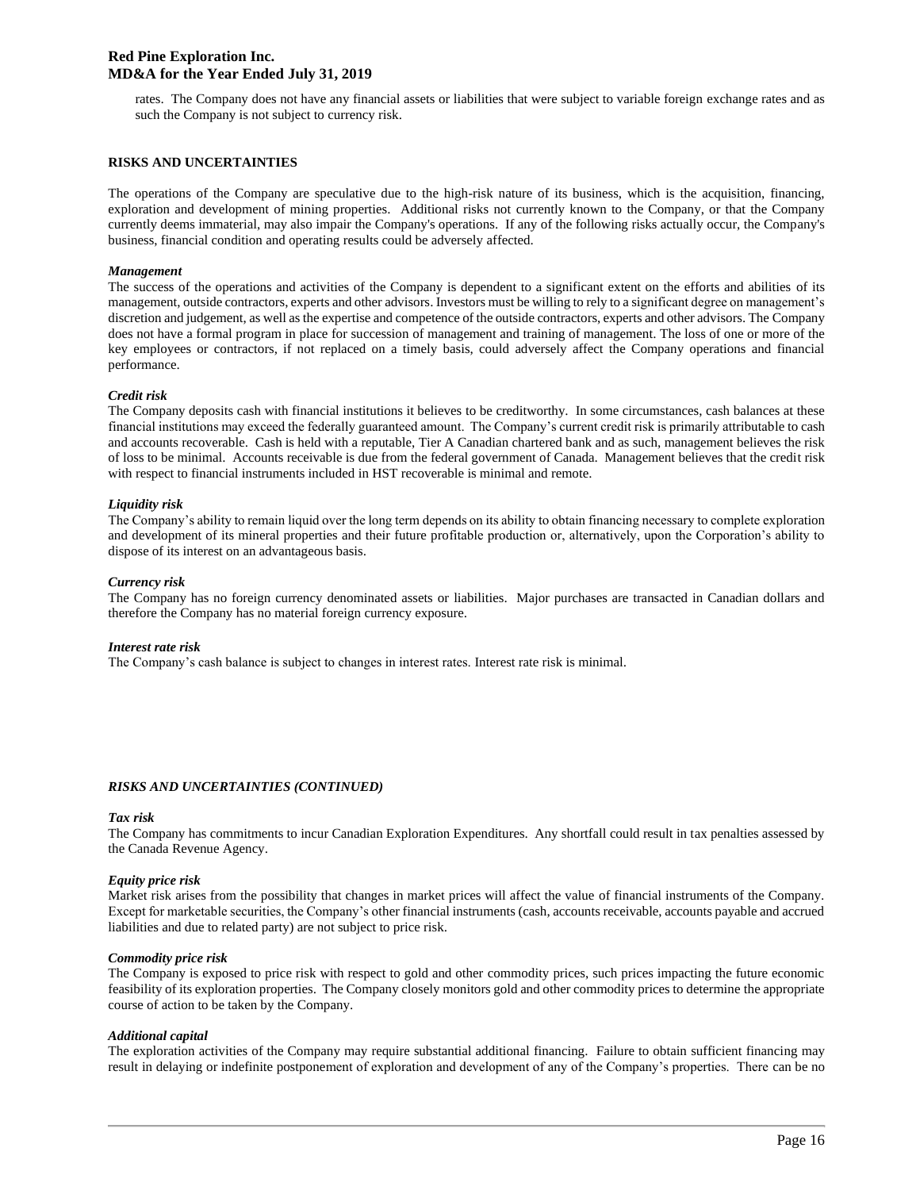rates. The Company does not have any financial assets or liabilities that were subject to variable foreign exchange rates and as such the Company is not subject to currency risk.

## RISKS AND UNCERTAINTIES

The operations of the Company are speculative due to the high-risk nature of its business, which is the acquisition, financing, exploration and development of mining properties. Additional risks not currently known to the Company, or that the Company currently deems immaterial, may also impair the Company's operations. If any of the following risks actually occur, the Company's business, financial condition and operating results could be adversely affected.

***Management***

The success of the operations and activities of the Company is dependent to a significant extent on the efforts and abilities of its management, outside contractors, experts and other advisors. Investors must be willing to rely to a significant degree on management's discretion and judgement, as well as the expertise and competence of the outside contractors, experts and other advisors. The Company does not have a formal program in place for succession of management and training of management. The loss of one or more of the key employees or contractors, if not replaced on a timely basis, could adversely affect the Company operations and financial performance.

***Credit risk***

The Company deposits cash with financial institutions it believes to be creditworthy. In some circumstances, cash balances at these financial institutions may exceed the federally guaranteed amount. The Company's current credit risk is primarily attributable to cash and accounts recoverable. Cash is held with a reputable, Tier A Canadian chartered bank and as such, management believes the risk of loss to be minimal. Accounts receivable is due from the federal government of Canada. Management believes that the credit risk with respect to financial instruments included in HST recoverable is minimal and remote.

***Liquidity risk***

The Company's ability to remain liquid over the long term depends on its ability to obtain financing necessary to complete exploration and development of its mineral properties and their future profitable production or, alternatively, upon the Corporation's ability to dispose of its interest on an advantageous basis.

***Currency risk***

The Company has no foreign currency denominated assets or liabilities. Major purchases are transacted in Canadian dollars and therefore the Company has no material foreign currency exposure.

***Interest rate risk***

The Company's cash balance is subject to changes in interest rates. Interest rate risk is minimal.

## *RISKS AND UNCERTAINTIES (CONTINUED)*

***Tax risk***

The Company has commitments to incur Canadian Exploration Expenditures. Any shortfall could result in tax penalties assessed by the Canada Revenue Agency.

***Equity price risk***

Market risk arises from the possibility that changes in market prices will affect the value of financial instruments of the Company. Except for marketable securities, the Company's other financial instruments (cash, accounts receivable, accounts payable and accrued liabilities and due to related party) are not subject to price risk.

***Commodity price risk***

The Company is exposed to price risk with respect to gold and other commodity prices, such prices impacting the future economic feasibility of its exploration properties. The Company closely monitors gold and other commodity prices to determine the appropriate course of action to be taken by the Company.

***Additional capital***

The exploration activities of the Company may require substantial additional financing. Failure to obtain sufficient financing may result in delaying or indefinite postponement of exploration and development of any of the Company's properties. There can be no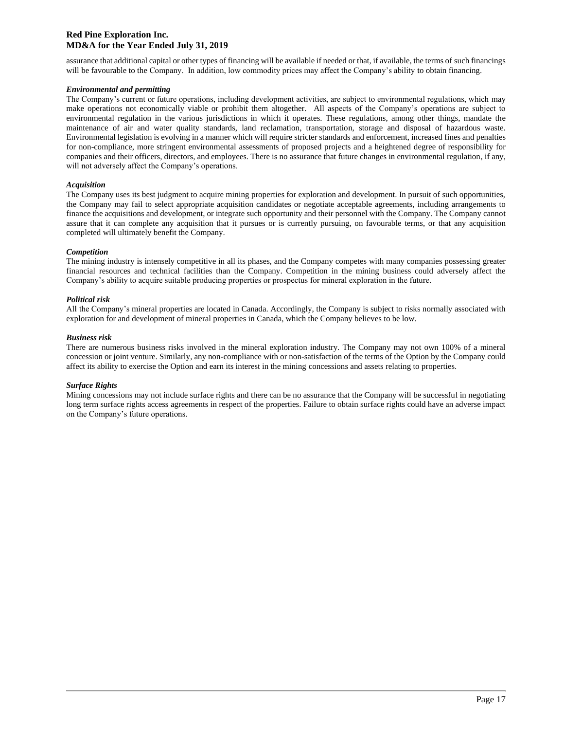assurance that additional capital or other types of financing will be available if needed or that, if available, the terms of such financings will be favourable to the Company. In addition, low commodity prices may affect the Company's ability to obtain financing.

***Environmental and permitting***

The Company's current or future operations, including development activities, are subject to environmental regulations, which may make operations not economically viable or prohibit them altogether. All aspects of the Company's operations are subject to environmental regulation in the various jurisdictions in which it operates. These regulations, among other things, mandate the maintenance of air and water quality standards, land reclamation, transportation, storage and disposal of hazardous waste. Environmental legislation is evolving in a manner which will require stricter standards and enforcement, increased fines and penalties for non-compliance, more stringent environmental assessments of proposed projects and a heightened degree of responsibility for companies and their officers, directors, and employees. There is no assurance that future changes in environmental regulation, if any, will not adversely affect the Company's operations.

***Acquisition***

The Company uses its best judgment to acquire mining properties for exploration and development. In pursuit of such opportunities, the Company may fail to select appropriate acquisition candidates or negotiate acceptable agreements, including arrangements to finance the acquisitions and development, or integrate such opportunity and their personnel with the Company. The Company cannot assure that it can complete any acquisition that it pursues or is currently pursuing, on favourable terms, or that any acquisition completed will ultimately benefit the Company.

***Competition***

The mining industry is intensely competitive in all its phases, and the Company competes with many companies possessing greater financial resources and technical facilities than the Company. Competition in the mining business could adversely affect the Company's ability to acquire suitable producing properties or prospectus for mineral exploration in the future.

***Political risk***

All the Company's mineral properties are located in Canada. Accordingly, the Company is subject to risks normally associated with exploration for and development of mineral properties in Canada, which the Company believes to be low.

***Business risk***

There are numerous business risks involved in the mineral exploration industry. The Company may not own 100% of a mineral concession or joint venture. Similarly, any non-compliance with or non-satisfaction of the terms of the Option by the Company could affect its ability to exercise the Option and earn its interest in the mining concessions and assets relating to properties.

***Surface Rights***

Mining concessions may not include surface rights and there can be no assurance that the Company will be successful in negotiating long term surface rights access agreements in respect of the properties. Failure to obtain surface rights could have an adverse impact on the Company's future operations.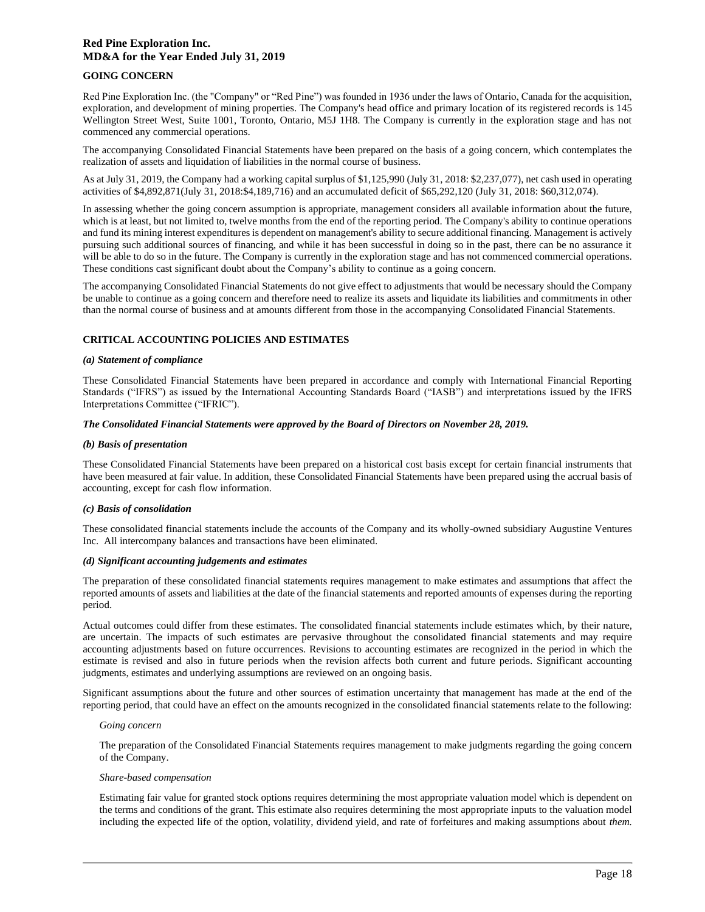## GOING CONCERN

Red Pine Exploration Inc. (the "Company" or "Red Pine") was founded in 1936 under the laws of Ontario, Canada for the acquisition, exploration, and development of mining properties. The Company's head office and primary location of its registered records is 145 Wellington Street West, Suite 1001, Toronto, Ontario, M5J 1H8. The Company is currently in the exploration stage and has not commenced any commercial operations.

The accompanying Consolidated Financial Statements have been prepared on the basis of a going concern, which contemplates the realization of assets and liquidation of liabilities in the normal course of business.

As at July 31, 2019, the Company had a working capital surplus of $1,125,990 (July 31, 2018: $2,237,077), net cash used in operating activities of $4,892,871(July 31, 2018:$4,189,716) and an accumulated deficit of $65,292,120 (July 31, 2018: $60,312,074).

In assessing whether the going concern assumption is appropriate, management considers all available information about the future, which is at least, but not limited to, twelve months from the end of the reporting period. The Company's ability to continue operations and fund its mining interest expenditures is dependent on management's ability to secure additional financing. Management is actively pursuing such additional sources of financing, and while it has been successful in doing so in the past, there can be no assurance it will be able to do so in the future. The Company is currently in the exploration stage and has not commenced commercial operations. These conditions cast significant doubt about the Company's ability to continue as a going concern.

The accompanying Consolidated Financial Statements do not give effect to adjustments that would be necessary should the Company be unable to continue as a going concern and therefore need to realize its assets and liquidate its liabilities and commitments in other than the normal course of business and at amounts different from those in the accompanying Consolidated Financial Statements.

## CRITICAL ACCOUNTING POLICIES AND ESTIMATES

### *(a) Statement of compliance*

These Consolidated Financial Statements have been prepared in accordance and comply with International Financial Reporting Standards ("IFRS") as issued by the International Accounting Standards Board ("IASB") and interpretations issued by the IFRS Interpretations Committee ("IFRIC").

***The Consolidated Financial Statements were approved by the Board of Directors on November 28, 2019.***

### *(b) Basis of presentation*

These Consolidated Financial Statements have been prepared on a historical cost basis except for certain financial instruments that have been measured at fair value. In addition, these Consolidated Financial Statements have been prepared using the accrual basis of accounting, except for cash flow information.

### *(c) Basis of consolidation*

These consolidated financial statements include the accounts of the Company and its wholly-owned subsidiary Augustine Ventures Inc. All intercompany balances and transactions have been eliminated.

### *(d) Significant accounting judgements and estimates*

The preparation of these consolidated financial statements requires management to make estimates and assumptions that affect the reported amounts of assets and liabilities at the date of the financial statements and reported amounts of expenses during the reporting period.

Actual outcomes could differ from these estimates. The consolidated financial statements include estimates which, by their nature, are uncertain. The impacts of such estimates are pervasive throughout the consolidated financial statements and may require accounting adjustments based on future occurrences. Revisions to accounting estimates are recognized in the period in which the estimate is revised and also in future periods when the revision affects both current and future periods. Significant accounting judgments, estimates and underlying assumptions are reviewed on an ongoing basis.

Significant assumptions about the future and other sources of estimation uncertainty that management has made at the end of the reporting period, that could have an effect on the amounts recognized in the consolidated financial statements relate to the following:

*Going concern*

The preparation of the Consolidated Financial Statements requires management to make judgments regarding the going concern of the Company.

*Share-based compensation*

Estimating fair value for granted stock options requires determining the most appropriate valuation model which is dependent on the terms and conditions of the grant. This estimate also requires determining the most appropriate inputs to the valuation model including the expected life of the option, volatility, dividend yield, and rate of forfeitures and making assumptions about *them.*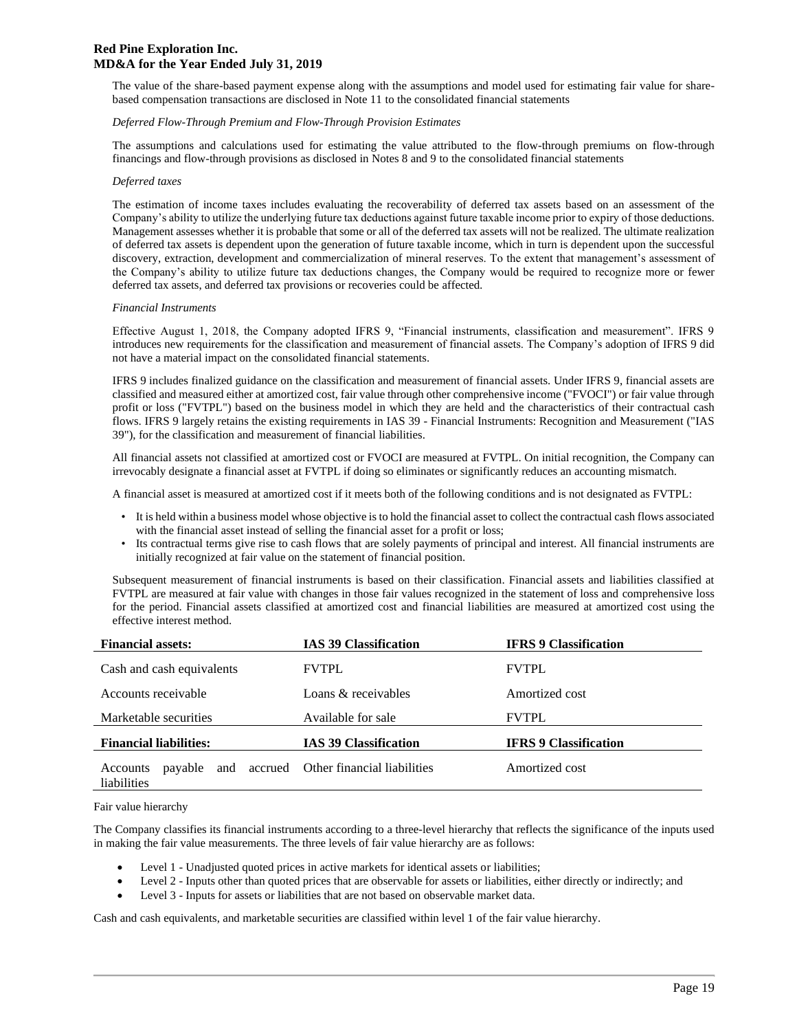The value of the share-based payment expense along with the assumptions and model used for estimating fair value for share-based compensation transactions are disclosed in Note 11 to the consolidated financial statements

*Deferred Flow-Through Premium and Flow-Through Provision Estimates*

The assumptions and calculations used for estimating the value attributed to the flow-through premiums on flow-through financings and flow-through provisions as disclosed in Notes 8 and 9 to the consolidated financial statements

*Deferred taxes*

The estimation of income taxes includes evaluating the recoverability of deferred tax assets based on an assessment of the Company's ability to utilize the underlying future tax deductions against future taxable income prior to expiry of those deductions. Management assesses whether it is probable that some or all of the deferred tax assets will not be realized. The ultimate realization of deferred tax assets is dependent upon the generation of future taxable income, which in turn is dependent upon the successful discovery, extraction, development and commercialization of mineral reserves. To the extent that management's assessment of the Company's ability to utilize future tax deductions changes, the Company would be required to recognize more or fewer deferred tax assets, and deferred tax provisions or recoveries could be affected.

*Financial Instruments*

Effective August 1, 2018, the Company adopted IFRS 9, "Financial instruments, classification and measurement". IFRS 9 introduces new requirements for the classification and measurement of financial assets. The Company's adoption of IFRS 9 did not have a material impact on the consolidated financial statements.

IFRS 9 includes finalized guidance on the classification and measurement of financial assets. Under IFRS 9, financial assets are classified and measured either at amortized cost, fair value through other comprehensive income ("FVOCI") or fair value through profit or loss ("FVTPL") based on the business model in which they are held and the characteristics of their contractual cash flows. IFRS 9 largely retains the existing requirements in IAS 39 - Financial Instruments: Recognition and Measurement ("IAS 39"), for the classification and measurement of financial liabilities.

All financial assets not classified at amortized cost or FVOCI are measured at FVTPL. On initial recognition, the Company can irrevocably designate a financial asset at FVTPL if doing so eliminates or significantly reduces an accounting mismatch.

A financial asset is measured at amortized cost if it meets both of the following conditions and is not designated as FVTPL:

- It is held within a business model whose objective is to hold the financial asset to collect the contractual cash flows associated with the financial asset instead of selling the financial asset for a profit or loss;
- Its contractual terms give rise to cash flows that are solely payments of principal and interest. All financial instruments are initially recognized at fair value on the statement of financial position.

Subsequent measurement of financial instruments is based on their classification. Financial assets and liabilities classified at FVTPL are measured at fair value with changes in those fair values recognized in the statement of loss and comprehensive loss for the period. Financial assets classified at amortized cost and financial liabilities are measured at amortized cost using the effective interest method.

| **Financial assets:** | **IAS 39 Classification** | **IFRS 9 Classification** |
|---|---|---|
| Cash and cash equivalents | FVTPL | FVTPL |
| Accounts receivable | Loans & receivables | Amortized cost |
| Marketable securities | Available for sale | FVTPL |
| **Financial liabilities:** | **IAS 39 Classification** | **IFRS 9 Classification** |
| Accounts payable and accrued liabilities | Other financial liabilities | Amortized cost |

Fair value hierarchy

The Company classifies its financial instruments according to a three-level hierarchy that reflects the significance of the inputs used in making the fair value measurements. The three levels of fair value hierarchy are as follows:

- Level 1 - Unadjusted quoted prices in active markets for identical assets or liabilities;
- Level 2 - Inputs other than quoted prices that are observable for assets or liabilities, either directly or indirectly; and
- Level 3 - Inputs for assets or liabilities that are not based on observable market data.

Cash and cash equivalents, and marketable securities are classified within level 1 of the fair value hierarchy.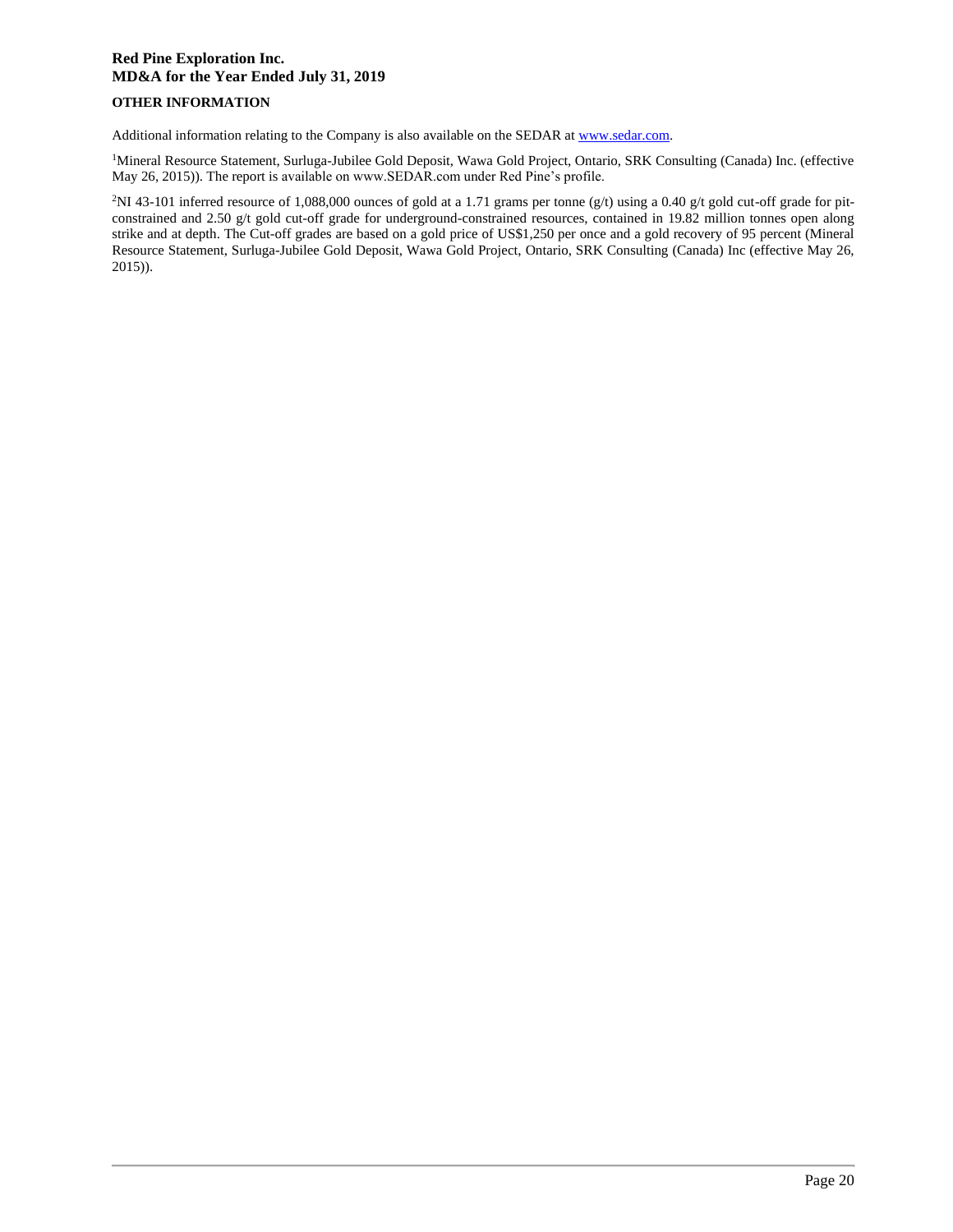## OTHER INFORMATION

Additional information relating to the Company is also available on the SEDAR at www.sedar.com.

[1]Mineral Resource Statement, Surluga-Jubilee Gold Deposit, Wawa Gold Project, Ontario, SRK Consulting (Canada) Inc. (effective May 26, 2015)). The report is available on www.SEDAR.com under Red Pine's profile.

[2]NI 43-101 inferred resource of 1,088,000 ounces of gold at a 1.71 grams per tonne (g/t) using a 0.40 g/t gold cut-off grade for pit-constrained and 2.50 g/t gold cut-off grade for underground-constrained resources, contained in 19.82 million tonnes open along strike and at depth. The Cut-off grades are based on a gold price of US$1,250 per once and a gold recovery of 95 percent (Mineral Resource Statement, Surluga-Jubilee Gold Deposit, Wawa Gold Project, Ontario, SRK Consulting (Canada) Inc (effective May 26, 2015)).